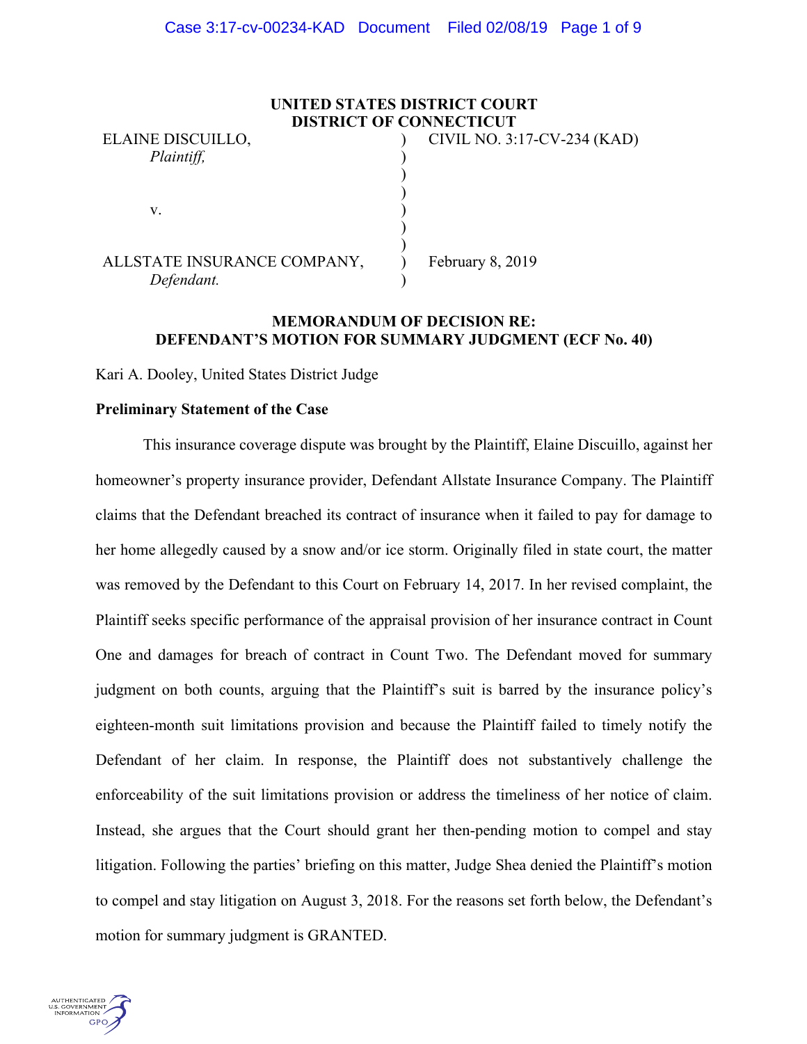UNITED STATES DISTRICT COURT
DISTRICT OF CONNECTICUT

| | | |
|---|---|---|
| ELAINE DISCUILLO, *Plaintiff,* | ) | CIVIL NO. 3:17-CV-234 (KAD) |
| v. | ) | |
| ALLSTATE INSURANCE COMPANY, *Defendant.* | ) | February 8, 2019 |

**MEMORANDUM OF DECISION RE: DEFENDANT'S MOTION FOR SUMMARY JUDGMENT (ECF No. 40)**

Kari A. Dooley, United States District Judge

**Preliminary Statement of the Case**

This insurance coverage dispute was brought by the Plaintiff, Elaine Discuillo, against her homeowner's property insurance provider, Defendant Allstate Insurance Company. The Plaintiff claims that the Defendant breached its contract of insurance when it failed to pay for damage to her home allegedly caused by a snow and/or ice storm. Originally filed in state court, the matter was removed by the Defendant to this Court on February 14, 2017. In her revised complaint, the Plaintiff seeks specific performance of the appraisal provision of her insurance contract in Count One and damages for breach of contract in Count Two. The Defendant moved for summary judgment on both counts, arguing that the Plaintiff's suit is barred by the insurance policy's eighteen-month suit limitations provision and because the Plaintiff failed to timely notify the Defendant of her claim. In response, the Plaintiff does not substantively challenge the enforceability of the suit limitations provision or address the timeliness of her notice of claim. Instead, she argues that the Court should grant her then-pending motion to compel and stay litigation. Following the parties' briefing on this matter, Judge Shea denied the Plaintiff's motion to compel and stay litigation on August 3, 2018. For the reasons set forth below, the Defendant's motion for summary judgment is GRANTED.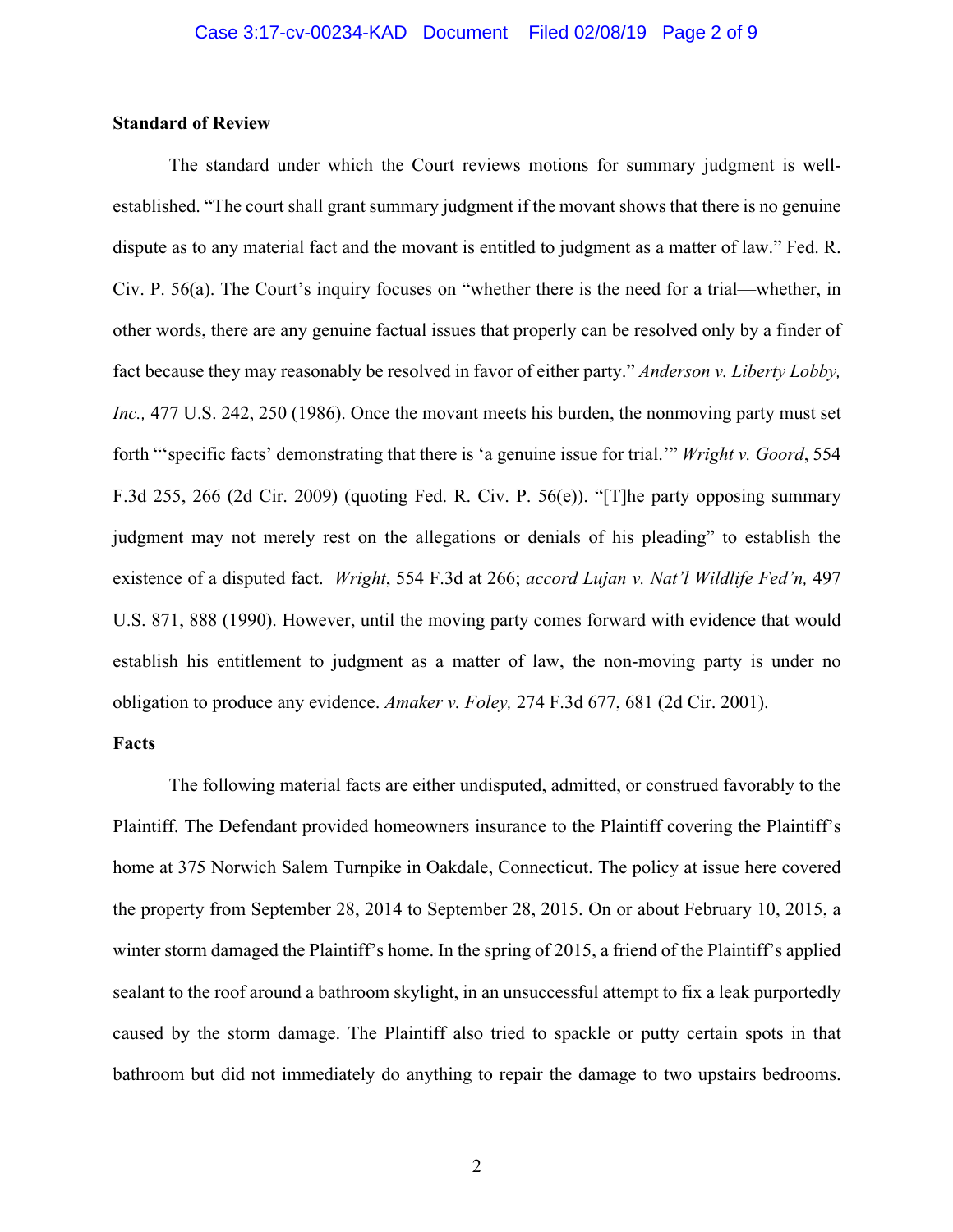**Standard of Review**

The standard under which the Court reviews motions for summary judgment is well-established. "The court shall grant summary judgment if the movant shows that there is no genuine dispute as to any material fact and the movant is entitled to judgment as a matter of law." Fed. R. Civ. P. 56(a). The Court's inquiry focuses on "whether there is the need for a trial—whether, in other words, there are any genuine factual issues that properly can be resolved only by a finder of fact because they may reasonably be resolved in favor of either party." *Anderson v. Liberty Lobby, Inc.,* 477 U.S. 242, 250 (1986). Once the movant meets his burden, the nonmoving party must set forth "'specific facts' demonstrating that there is 'a genuine issue for trial.'" *Wright v. Goord*, 554 F.3d 255, 266 (2d Cir. 2009) (quoting Fed. R. Civ. P. 56(e)). "[T]he party opposing summary judgment may not merely rest on the allegations or denials of his pleading" to establish the existence of a disputed fact. *Wright*, 554 F.3d at 266; *accord Lujan v. Nat'l Wildlife Fed'n,* 497 U.S. 871, 888 (1990). However, until the moving party comes forward with evidence that would establish his entitlement to judgment as a matter of law, the non-moving party is under no obligation to produce any evidence. *Amaker v. Foley,* 274 F.3d 677, 681 (2d Cir. 2001).

**Facts**

The following material facts are either undisputed, admitted, or construed favorably to the Plaintiff. The Defendant provided homeowners insurance to the Plaintiff covering the Plaintiff's home at 375 Norwich Salem Turnpike in Oakdale, Connecticut. The policy at issue here covered the property from September 28, 2014 to September 28, 2015. On or about February 10, 2015, a winter storm damaged the Plaintiff's home. In the spring of 2015, a friend of the Plaintiff's applied sealant to the roof around a bathroom skylight, in an unsuccessful attempt to fix a leak purportedly caused by the storm damage. The Plaintiff also tried to spackle or putty certain spots in that bathroom but did not immediately do anything to repair the damage to two upstairs bedrooms.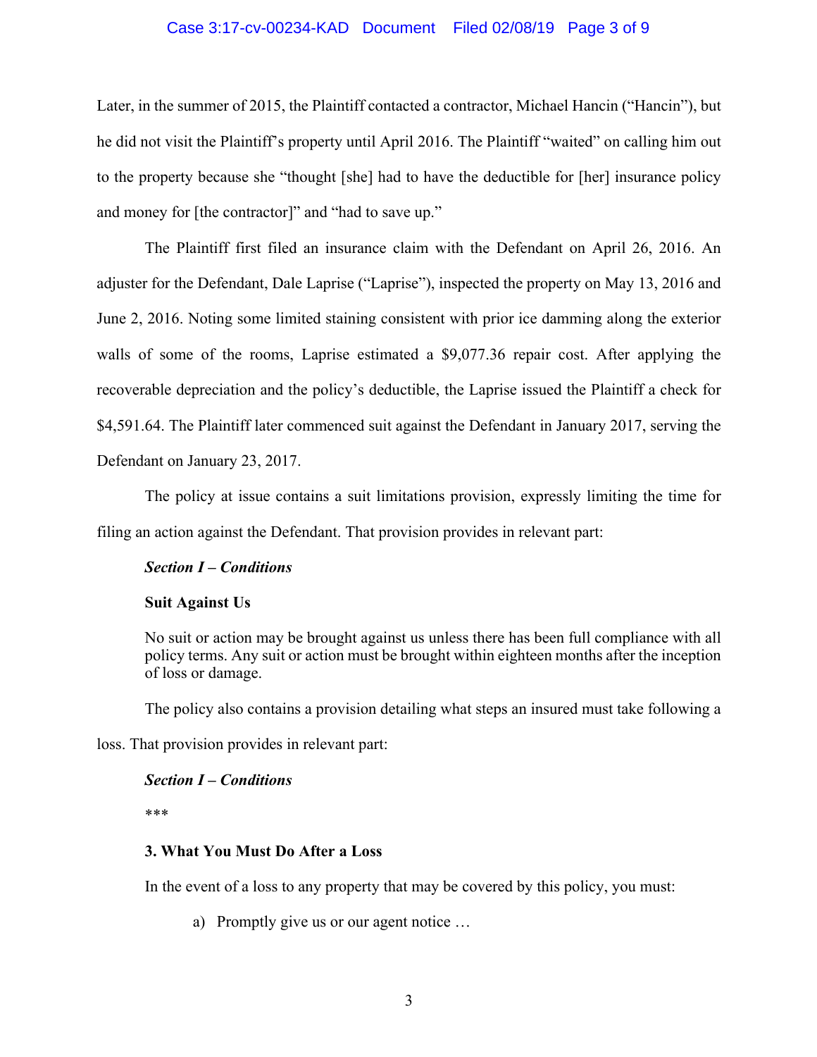Later, in the summer of 2015, the Plaintiff contacted a contractor, Michael Hancin ("Hancin"), but he did not visit the Plaintiff's property until April 2016. The Plaintiff "waited" on calling him out to the property because she "thought [she] had to have the deductible for [her] insurance policy and money for [the contractor]" and "had to save up."

The Plaintiff first filed an insurance claim with the Defendant on April 26, 2016. An adjuster for the Defendant, Dale Laprise ("Laprise"), inspected the property on May 13, 2016 and June 2, 2016. Noting some limited staining consistent with prior ice damming along the exterior walls of some of the rooms, Laprise estimated a $9,077.36 repair cost. After applying the recoverable depreciation and the policy's deductible, the Laprise issued the Plaintiff a check for $4,591.64. The Plaintiff later commenced suit against the Defendant in January 2017, serving the Defendant on January 23, 2017.

The policy at issue contains a suit limitations provision, expressly limiting the time for filing an action against the Defendant. That provision provides in relevant part:

> ***Section I – Conditions***
>
> **Suit Against Us**
>
> No suit or action may be brought against us unless there has been full compliance with all policy terms. Any suit or action must be brought within eighteen months after the inception of loss or damage.

The policy also contains a provision detailing what steps an insured must take following a loss. That provision provides in relevant part:

> ***Section I – Conditions***
>
> ***
>
> **3. What You Must Do After a Loss**
>
> In the event of a loss to any property that may be covered by this policy, you must:
>
> a) Promptly give us or our agent notice …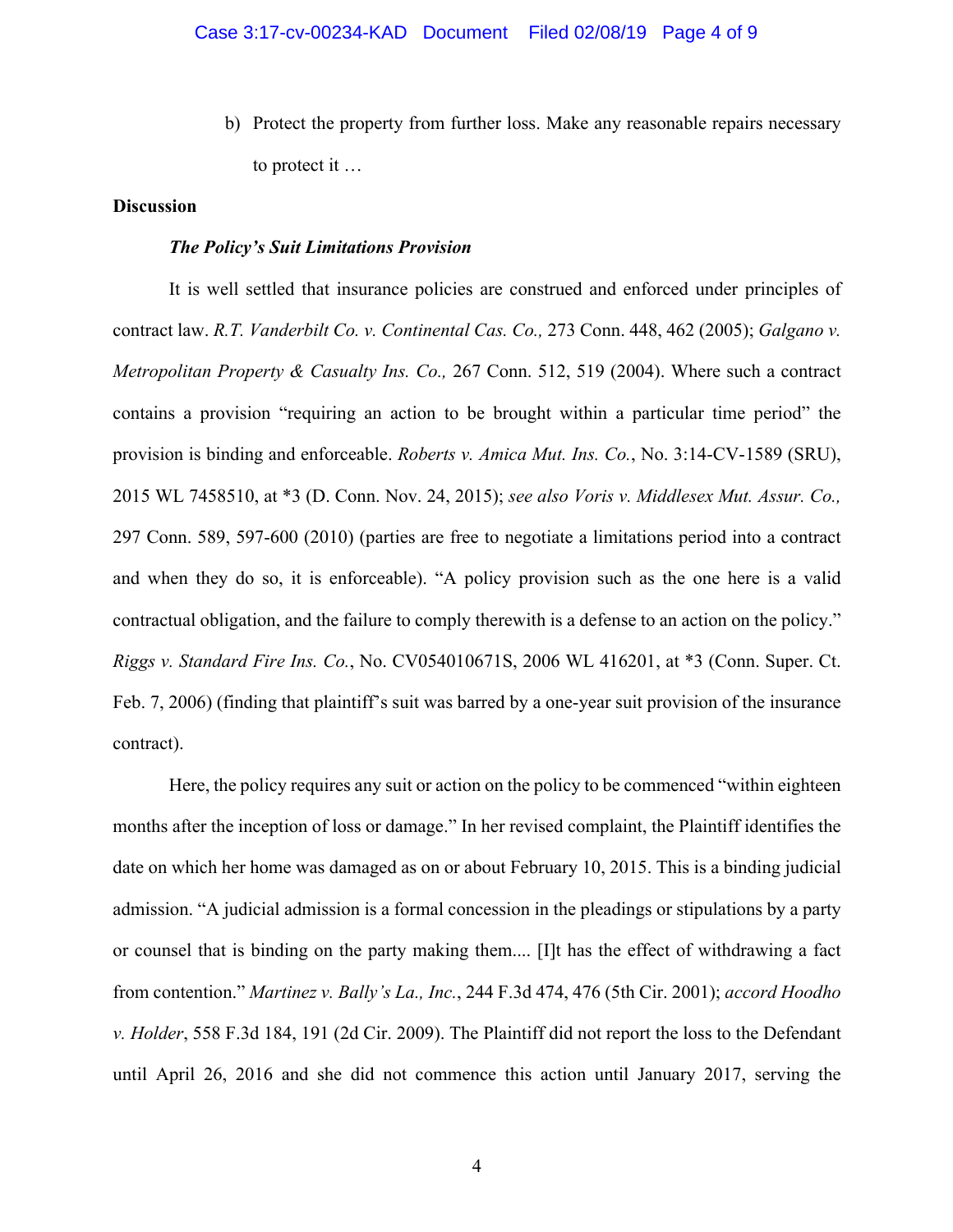b) Protect the property from further loss. Make any reasonable repairs necessary to protect it …

**Discussion**

***The Policy's Suit Limitations Provision***

It is well settled that insurance policies are construed and enforced under principles of contract law. *R.T. Vanderbilt Co. v. Continental Cas. Co.,* 273 Conn. 448, 462 (2005); *Galgano v. Metropolitan Property & Casualty Ins. Co.,* 267 Conn. 512, 519 (2004). Where such a contract contains a provision "requiring an action to be brought within a particular time period" the provision is binding and enforceable. *Roberts v. Amica Mut. Ins. Co.*, No. 3:14-CV-1589 (SRU), 2015 WL 7458510, at *3 (D. Conn. Nov. 24, 2015); *see also Voris v. Middlesex Mut. Assur. Co.,* 297 Conn. 589, 597-600 (2010) (parties are free to negotiate a limitations period into a contract and when they do so, it is enforceable). "A policy provision such as the one here is a valid contractual obligation, and the failure to comply therewith is a defense to an action on the policy." *Riggs v. Standard Fire Ins. Co.*, No. CV054010671S, 2006 WL 416201, at *3 (Conn. Super. Ct. Feb. 7, 2006) (finding that plaintiff's suit was barred by a one-year suit provision of the insurance contract).

Here, the policy requires any suit or action on the policy to be commenced "within eighteen months after the inception of loss or damage." In her revised complaint, the Plaintiff identifies the date on which her home was damaged as on or about February 10, 2015. This is a binding judicial admission. "A judicial admission is a formal concession in the pleadings or stipulations by a party or counsel that is binding on the party making them.... [I]t has the effect of withdrawing a fact from contention." *Martinez v. Bally's La., Inc.*, 244 F.3d 474, 476 (5th Cir. 2001); *accord Hoodho v. Holder*, 558 F.3d 184, 191 (2d Cir. 2009). The Plaintiff did not report the loss to the Defendant until April 26, 2016 and she did not commence this action until January 2017, serving the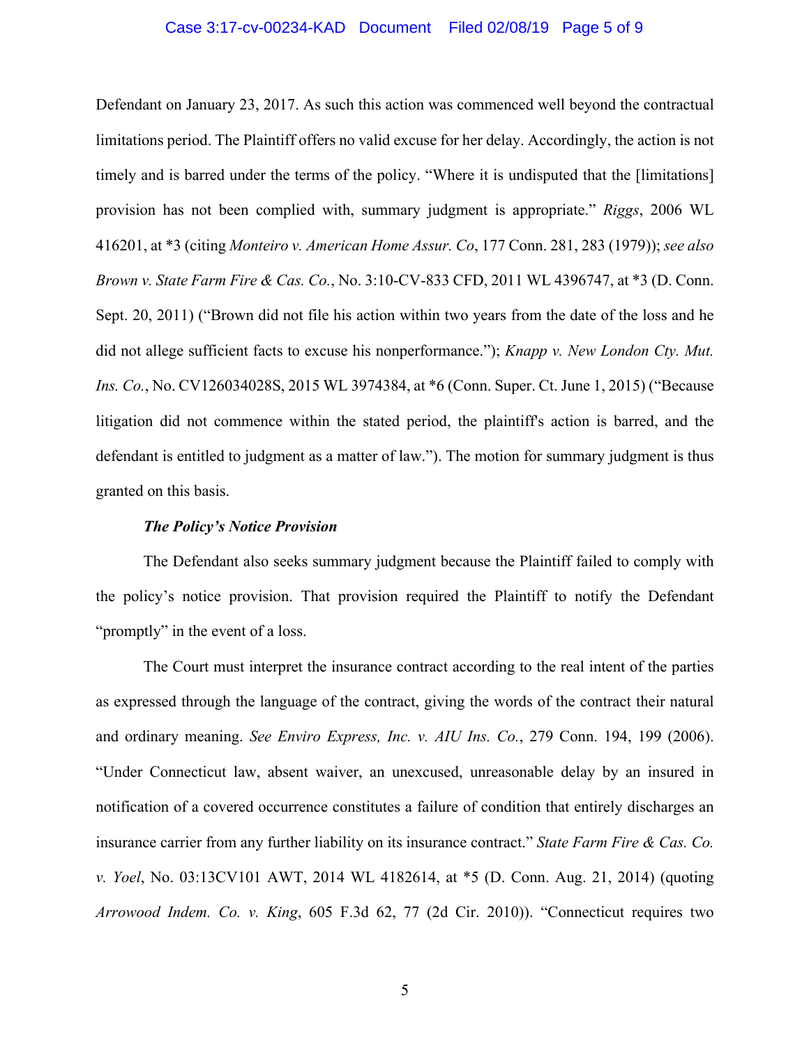Defendant on January 23, 2017. As such this action was commenced well beyond the contractual limitations period. The Plaintiff offers no valid excuse for her delay. Accordingly, the action is not timely and is barred under the terms of the policy. "Where it is undisputed that the [limitations] provision has not been complied with, summary judgment is appropriate." *Riggs*, 2006 WL 416201, at *3 (citing *Monteiro v. American Home Assur. Co*, 177 Conn. 281, 283 (1979)); *see also Brown v. State Farm Fire & Cas. Co.*, No. 3:10-CV-833 CFD, 2011 WL 4396747, at *3 (D. Conn. Sept. 20, 2011) ("Brown did not file his action within two years from the date of the loss and he did not allege sufficient facts to excuse his nonperformance."); *Knapp v. New London Cty. Mut. Ins. Co.*, No. CV126034028S, 2015 WL 3974384, at *6 (Conn. Super. Ct. June 1, 2015) ("Because litigation did not commence within the stated period, the plaintiff's action is barred, and the defendant is entitled to judgment as a matter of law."). The motion for summary judgment is thus granted on this basis.

***The Policy's Notice Provision***

The Defendant also seeks summary judgment because the Plaintiff failed to comply with the policy's notice provision. That provision required the Plaintiff to notify the Defendant "promptly" in the event of a loss.

The Court must interpret the insurance contract according to the real intent of the parties as expressed through the language of the contract, giving the words of the contract their natural and ordinary meaning. *See Enviro Express, Inc. v. AIU Ins. Co.*, 279 Conn. 194, 199 (2006). "Under Connecticut law, absent waiver, an unexcused, unreasonable delay by an insured in notification of a covered occurrence constitutes a failure of condition that entirely discharges an insurance carrier from any further liability on its insurance contract." *State Farm Fire & Cas. Co. v. Yoel*, No. 03:13CV101 AWT, 2014 WL 4182614, at *5 (D. Conn. Aug. 21, 2014) (quoting *Arrowood Indem. Co. v. King*, 605 F.3d 62, 77 (2d Cir. 2010)). "Connecticut requires two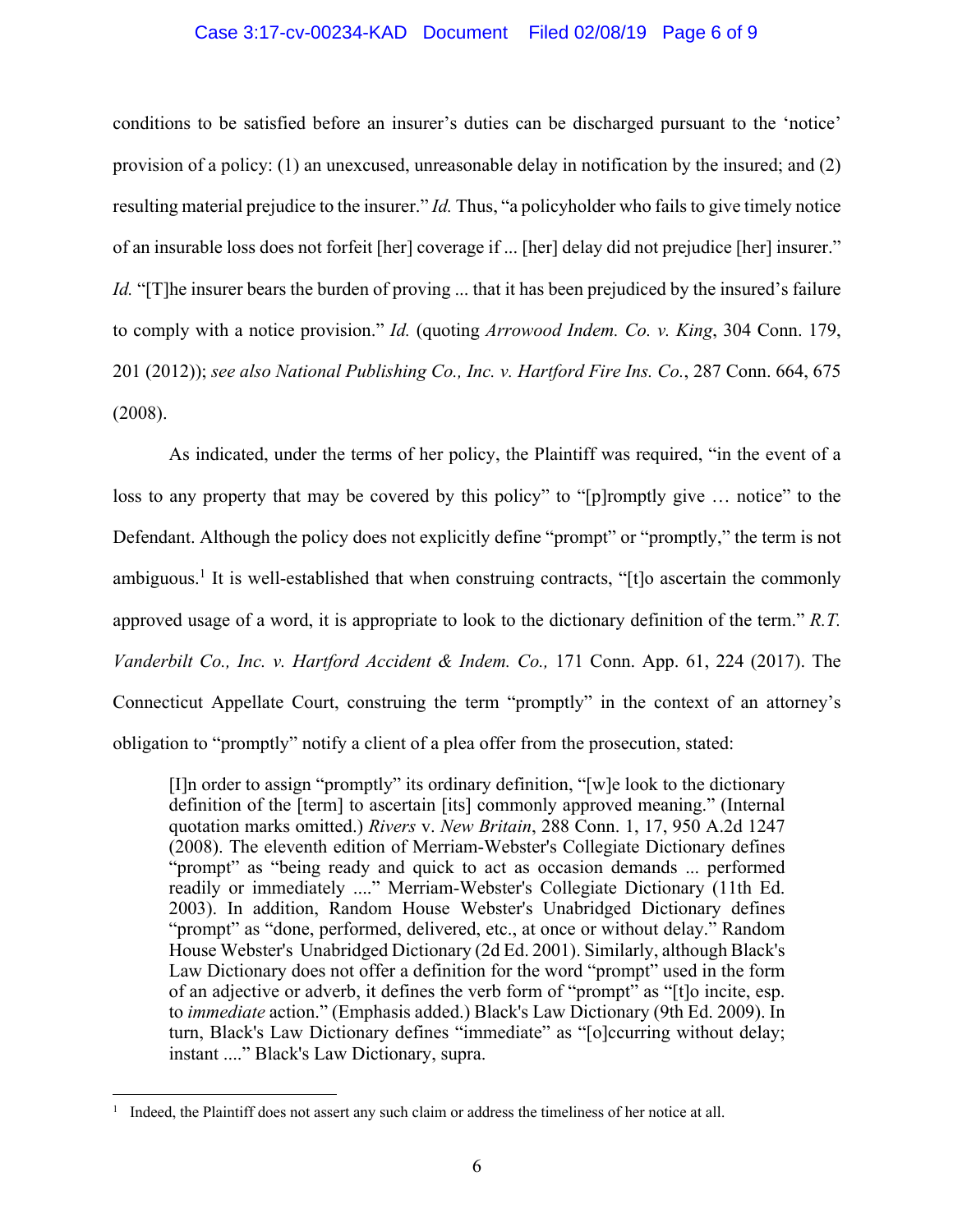conditions to be satisfied before an insurer's duties can be discharged pursuant to the 'notice' provision of a policy: (1) an unexcused, unreasonable delay in notification by the insured; and (2) resulting material prejudice to the insurer." *Id.* Thus, "a policyholder who fails to give timely notice of an insurable loss does not forfeit [her] coverage if ... [her] delay did not prejudice [her] insurer." *Id.* "[T]he insurer bears the burden of proving ... that it has been prejudiced by the insured's failure to comply with a notice provision." *Id.* (quoting *Arrowood Indem. Co. v. King*, 304 Conn. 179, 201 (2012)); *see also National Publishing Co., Inc. v. Hartford Fire Ins. Co.*, 287 Conn. 664, 675 (2008).

As indicated, under the terms of her policy, the Plaintiff was required, "in the event of a loss to any property that may be covered by this policy" to "[p]romptly give … notice" to the Defendant. Although the policy does not explicitly define "prompt" or "promptly," the term is not ambiguous.[1] It is well-established that when construing contracts, "[t]o ascertain the commonly approved usage of a word, it is appropriate to look to the dictionary definition of the term." *R.T. Vanderbilt Co., Inc. v. Hartford Accident & Indem. Co.,* 171 Conn. App. 61, 224 (2017). The Connecticut Appellate Court, construing the term "promptly" in the context of an attorney's obligation to "promptly" notify a client of a plea offer from the prosecution, stated:

> [I]n order to assign "promptly" its ordinary definition, "[w]e look to the dictionary definition of the [term] to ascertain [its] commonly approved meaning." (Internal quotation marks omitted.) *Rivers* v. *New Britain*, 288 Conn. 1, 17, 950 A.2d 1247 (2008). The eleventh edition of Merriam-Webster's Collegiate Dictionary defines "prompt" as "being ready and quick to act as occasion demands ... performed readily or immediately ...." Merriam-Webster's Collegiate Dictionary (11th Ed. 2003). In addition, Random House Webster's Unabridged Dictionary defines "prompt" as "done, performed, delivered, etc., at once or without delay." Random House Webster's Unabridged Dictionary (2d Ed. 2001). Similarly, although Black's Law Dictionary does not offer a definition for the word "prompt" used in the form of an adjective or adverb, it defines the verb form of "prompt" as "[t]o incite, esp. to *immediate* action." (Emphasis added.) Black's Law Dictionary (9th Ed. 2009). In turn, Black's Law Dictionary defines "immediate" as "[o]ccurring without delay; instant ...." Black's Law Dictionary, supra.

[1] Indeed, the Plaintiff does not assert any such claim or address the timeliness of her notice at all.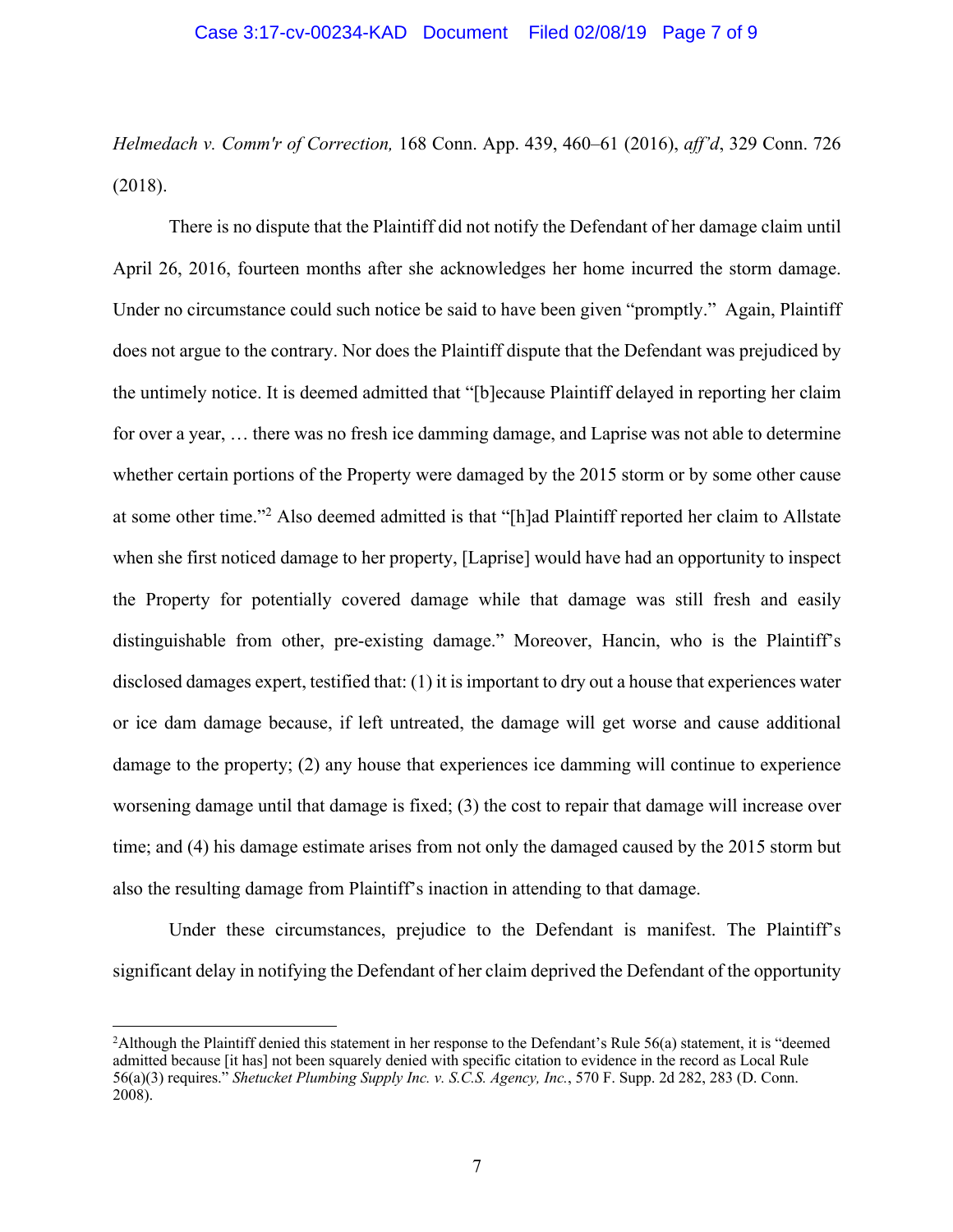*Helmedach v. Comm'r of Correction,* 168 Conn. App. 439, 460–61 (2016), *aff'd*, 329 Conn. 726 (2018).

There is no dispute that the Plaintiff did not notify the Defendant of her damage claim until April 26, 2016, fourteen months after she acknowledges her home incurred the storm damage. Under no circumstance could such notice be said to have been given "promptly." Again, Plaintiff does not argue to the contrary. Nor does the Plaintiff dispute that the Defendant was prejudiced by the untimely notice. It is deemed admitted that "[b]ecause Plaintiff delayed in reporting her claim for over a year, … there was no fresh ice damming damage, and Laprise was not able to determine whether certain portions of the Property were damaged by the 2015 storm or by some other cause at some other time."[2] Also deemed admitted is that "[h]ad Plaintiff reported her claim to Allstate when she first noticed damage to her property, [Laprise] would have had an opportunity to inspect the Property for potentially covered damage while that damage was still fresh and easily distinguishable from other, pre-existing damage." Moreover, Hancin, who is the Plaintiff's disclosed damages expert, testified that: (1) it is important to dry out a house that experiences water or ice dam damage because, if left untreated, the damage will get worse and cause additional damage to the property; (2) any house that experiences ice damming will continue to experience worsening damage until that damage is fixed; (3) the cost to repair that damage will increase over time; and (4) his damage estimate arises from not only the damaged caused by the 2015 storm but also the resulting damage from Plaintiff's inaction in attending to that damage.

Under these circumstances, prejudice to the Defendant is manifest. The Plaintiff's significant delay in notifying the Defendant of her claim deprived the Defendant of the opportunity

---

[2]Although the Plaintiff denied this statement in her response to the Defendant's Rule 56(a) statement, it is "deemed admitted because [it has] not been squarely denied with specific citation to evidence in the record as Local Rule 56(a)(3) requires." *Shetucket Plumbing Supply Inc. v. S.C.S. Agency, Inc.*, 570 F. Supp. 2d 282, 283 (D. Conn. 2008).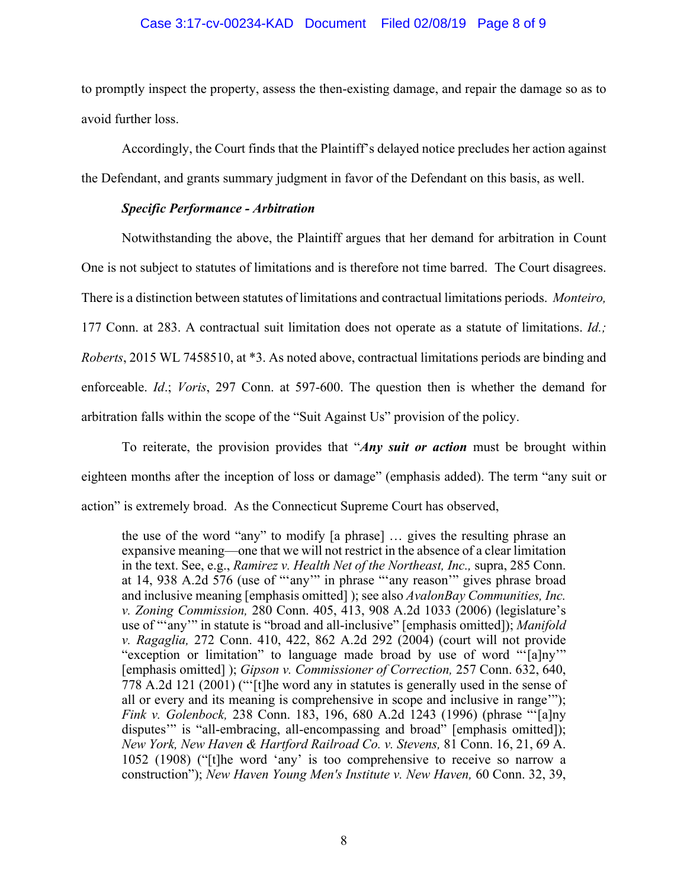to promptly inspect the property, assess the then-existing damage, and repair the damage so as to avoid further loss.

Accordingly, the Court finds that the Plaintiff's delayed notice precludes her action against the Defendant, and grants summary judgment in favor of the Defendant on this basis, as well.

***Specific Performance - Arbitration***

Notwithstanding the above, the Plaintiff argues that her demand for arbitration in Count One is not subject to statutes of limitations and is therefore not time barred. The Court disagrees. There is a distinction between statutes of limitations and contractual limitations periods. *Monteiro,* 177 Conn. at 283. A contractual suit limitation does not operate as a statute of limitations. *Id.; Roberts*, 2015 WL 7458510, at *3. As noted above, contractual limitations periods are binding and enforceable. *Id*.; *Voris*, 297 Conn. at 597-600. The question then is whether the demand for arbitration falls within the scope of the "Suit Against Us" provision of the policy.

To reiterate, the provision provides that "***Any suit or action*** must be brought within eighteen months after the inception of loss or damage" (emphasis added). The term "any suit or action" is extremely broad. As the Connecticut Supreme Court has observed,

> the use of the word "any" to modify [a phrase] … gives the resulting phrase an expansive meaning—one that we will not restrict in the absence of a clear limitation in the text. See, e.g., *Ramirez v. Health Net of the Northeast, Inc.,* supra, 285 Conn. at 14, 938 A.2d 576 (use of "'any'" in phrase "'any reason'" gives phrase broad and inclusive meaning [emphasis omitted] ); see also *AvalonBay Communities, Inc. v. Zoning Commission,* 280 Conn. 405, 413, 908 A.2d 1033 (2006) (legislature's use of "'any'" in statute is "broad and all-inclusive" [emphasis omitted]); *Manifold v. Ragaglia,* 272 Conn. 410, 422, 862 A.2d 292 (2004) (court will not provide "exception or limitation" to language made broad by use of word "'[a]ny'" [emphasis omitted] ); *Gipson v. Commissioner of Correction,* 257 Conn. 632, 640, 778 A.2d 121 (2001) ("'[t]he word any in statutes is generally used in the sense of all or every and its meaning is comprehensive in scope and inclusive in range'"); *Fink v. Golenbock,* 238 Conn. 183, 196, 680 A.2d 1243 (1996) (phrase "'[a]ny disputes'" is "all-embracing, all-encompassing and broad" [emphasis omitted]); *New York, New Haven & Hartford Railroad Co. v. Stevens,* 81 Conn. 16, 21, 69 A. 1052 (1908) ("[t]he word 'any' is too comprehensive to receive so narrow a construction"); *New Haven Young Men's Institute v. New Haven,* 60 Conn. 32, 39,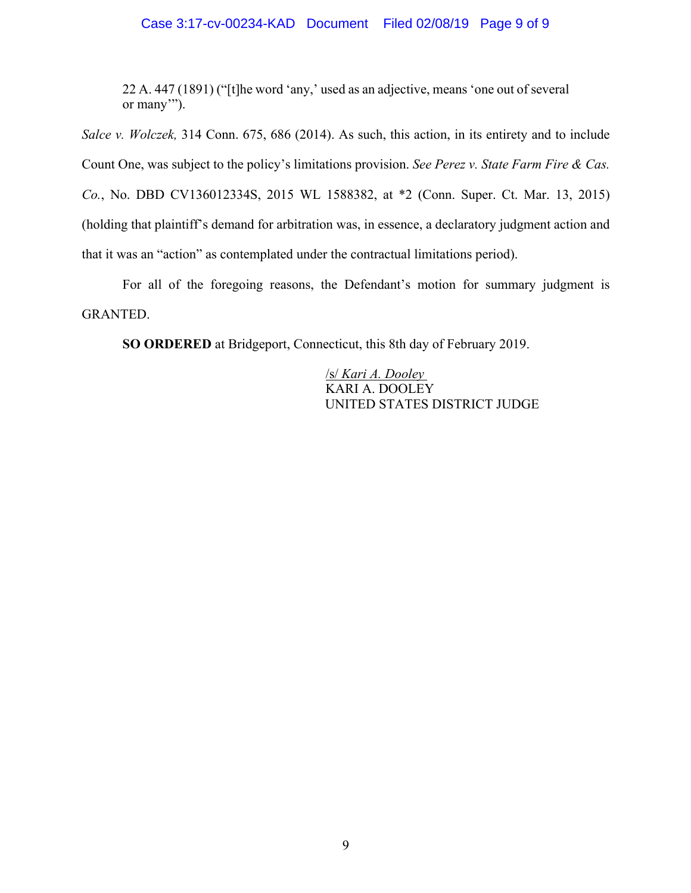> 22 A. 447 (1891) ("[t]he word 'any,' used as an adjective, means 'one out of several or many'").

*Salce v. Wolczek,* 314 Conn. 675, 686 (2014). As such, this action, in its entirety and to include Count One, was subject to the policy's limitations provision. *See Perez v. State Farm Fire & Cas. Co.*, No. DBD CV136012334S, 2015 WL 1588382, at *2 (Conn. Super. Ct. Mar. 13, 2015) (holding that plaintiff's demand for arbitration was, in essence, a declaratory judgment action and that it was an "action" as contemplated under the contractual limitations period).

For all of the foregoing reasons, the Defendant's motion for summary judgment is GRANTED.

**SO ORDERED** at Bridgeport, Connecticut, this 8th day of February 2019.

/s/ *Kari A. Dooley*
KARI A. DOOLEY
UNITED STATES DISTRICT JUDGE